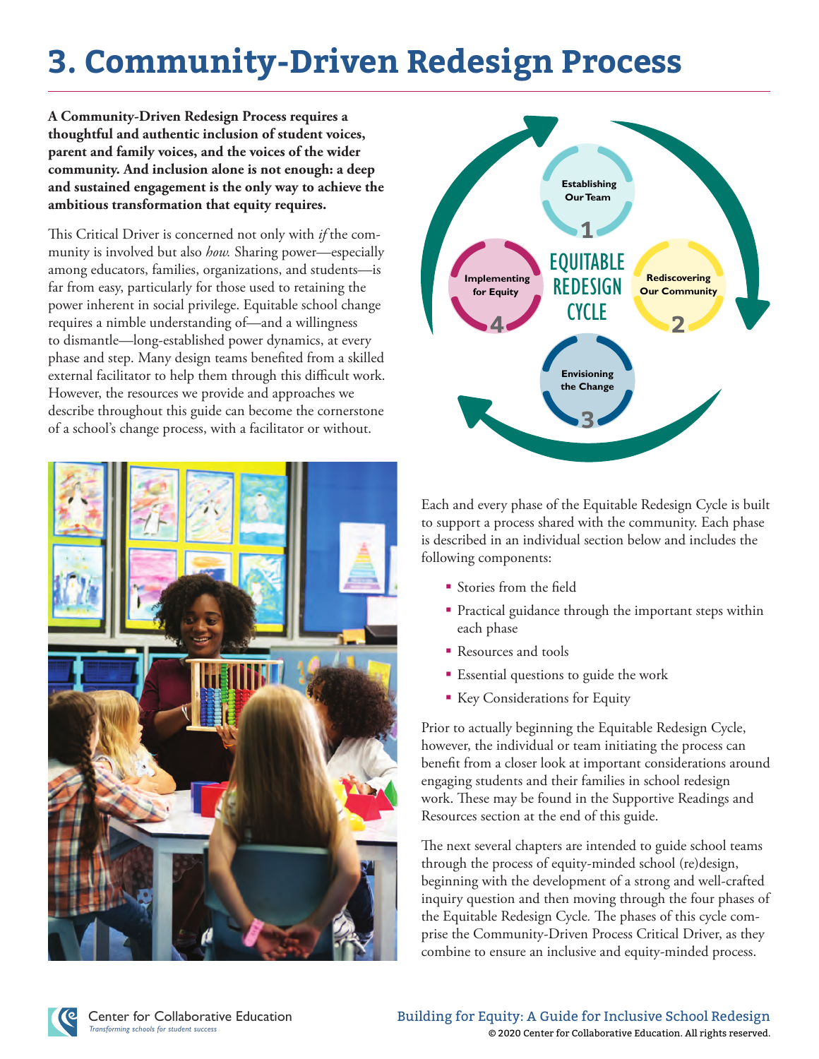# 3. Community-Driven Redesign Process

**A Community-Driven Redesign Process requires a thoughtful and authentic inclusion of student voices, parent and family voices, and the voices of the wider community. And inclusion alone is not enough: a deep and sustained engagement is the only way to achieve the ambitious transformation that equity requires.**

This Critical Driver is concerned not only with *if* the community is involved but also *how.* Sharing power—especially among educators, families, organizations, and students—is far from easy, particularly for those used to retaining the power inherent in social privilege. Equitable school change requires a nimble understanding of—and a willingness to dismantle—long-established power dynamics, at every phase and step. Many design teams benefited from a skilled external facilitator to help them through this difficult work. However, the resources we provide and approaches we describe throughout this guide can become the cornerstone of a school's change process, with a facilitator or without.

EQUITABLE REDESIGN CYCLE

1. Establishing Our Team
2. Rediscovering Our Community
3. Envisioning the Change
4. Implementing for Equity

Each and every phase of the Equitable Redesign Cycle is built to support a process shared with the community. Each phase is described in an individual section below and includes the following components:

- Stories from the field
- Practical guidance through the important steps within each phase
- Resources and tools
- Essential questions to guide the work
- Key Considerations for Equity

Prior to actually beginning the Equitable Redesign Cycle, however, the individual or team initiating the process can benefit from a closer look at important considerations around engaging students and their families in school redesign work. These may be found in the Supportive Readings and Resources section at the end of this guide.

The next several chapters are intended to guide school teams through the process of equity-minded school (re)design, beginning with the development of a strong and well-crafted inquiry question and then moving through the four phases of the Equitable Redesign Cycle. The phases of this cycle comprise the Community-Driven Process Critical Driver, as they combine to ensure an inclusive and equity-minded process.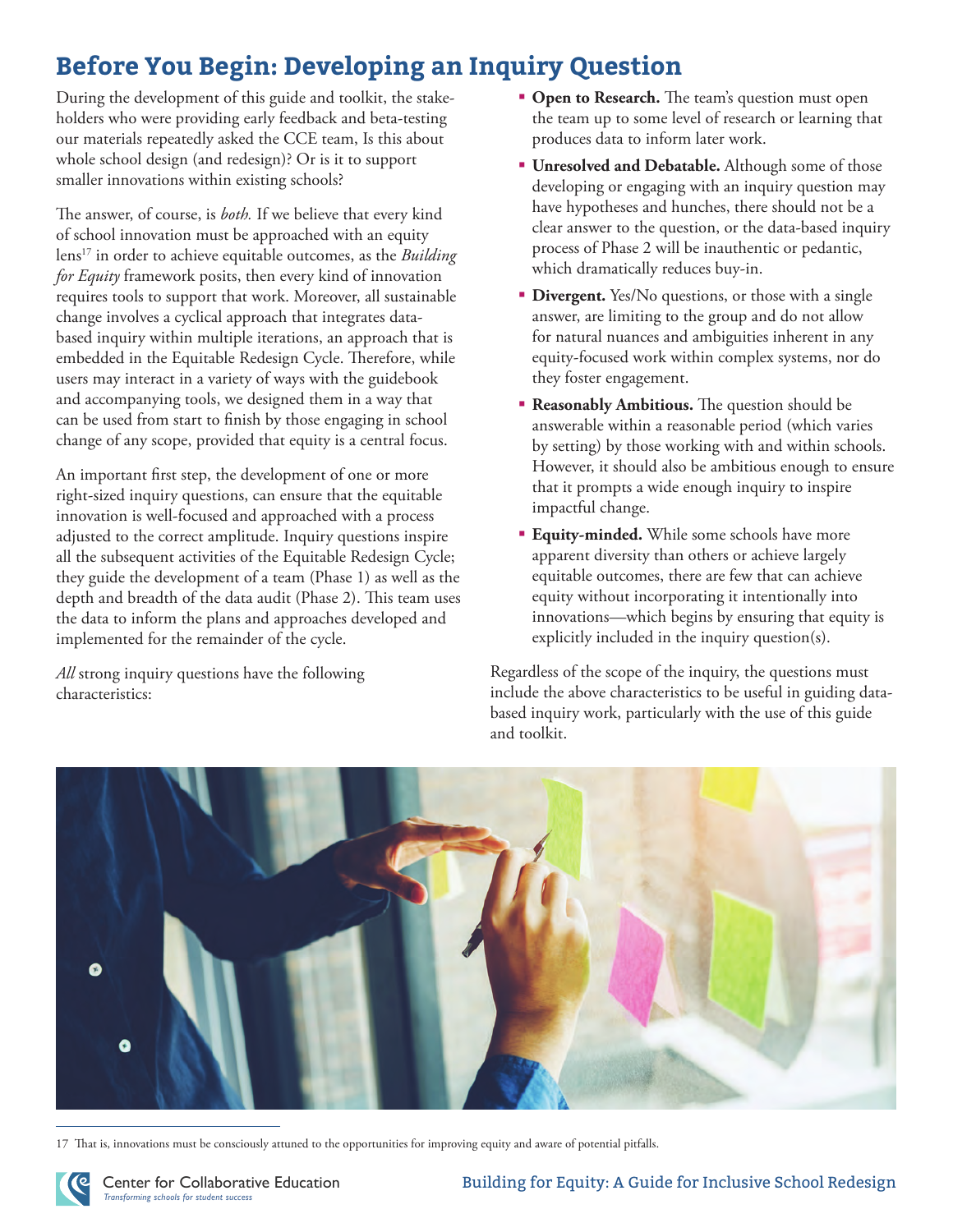## Before You Begin: Developing an Inquiry Question

During the development of this guide and toolkit, the stakeholders who were providing early feedback and beta-testing our materials repeatedly asked the CCE team, Is this about whole school design (and redesign)? Or is it to support smaller innovations within existing schools?

The answer, of course, is *both.* If we believe that every kind of school innovation must be approached with an equity lens[17] in order to achieve equitable outcomes, as the *Building for Equity* framework posits, then every kind of innovation requires tools to support that work. Moreover, all sustainable change involves a cyclical approach that integrates data-based inquiry within multiple iterations, an approach that is embedded in the Equitable Redesign Cycle. Therefore, while users may interact in a variety of ways with the guidebook and accompanying tools, we designed them in a way that can be used from start to finish by those engaging in school change of any scope, provided that equity is a central focus.

An important first step, the development of one or more right-sized inquiry questions, can ensure that the equitable innovation is well-focused and approached with a process adjusted to the correct amplitude. Inquiry questions inspire all the subsequent activities of the Equitable Redesign Cycle; they guide the development of a team (Phase 1) as well as the depth and breadth of the data audit (Phase 2). This team uses the data to inform the plans and approaches developed and implemented for the remainder of the cycle.

*All* strong inquiry questions have the following characteristics:

- **Open to Research.** The team's question must open the team up to some level of research or learning that produces data to inform later work.
- **Unresolved and Debatable.** Although some of those developing or engaging with an inquiry question may have hypotheses and hunches, there should not be a clear answer to the question, or the data-based inquiry process of Phase 2 will be inauthentic or pedantic, which dramatically reduces buy-in.
- **Divergent.** Yes/No questions, or those with a single answer, are limiting to the group and do not allow for natural nuances and ambiguities inherent in any equity-focused work within complex systems, nor do they foster engagement.
- **Reasonably Ambitious.** The question should be answerable within a reasonable period (which varies by setting) by those working with and within schools. However, it should also be ambitious enough to ensure that it prompts a wide enough inquiry to inspire impactful change.
- **Equity-minded.** While some schools have more apparent diversity than others or achieve largely equitable outcomes, there are few that can achieve equity without incorporating it intentionally into innovations—which begins by ensuring that equity is explicitly included in the inquiry question(s).

Regardless of the scope of the inquiry, the questions must include the above characteristics to be useful in guiding data-based inquiry work, particularly with the use of this guide and toolkit.

---

17 That is, innovations must be consciously attuned to the opportunities for improving equity and aware of potential pitfalls.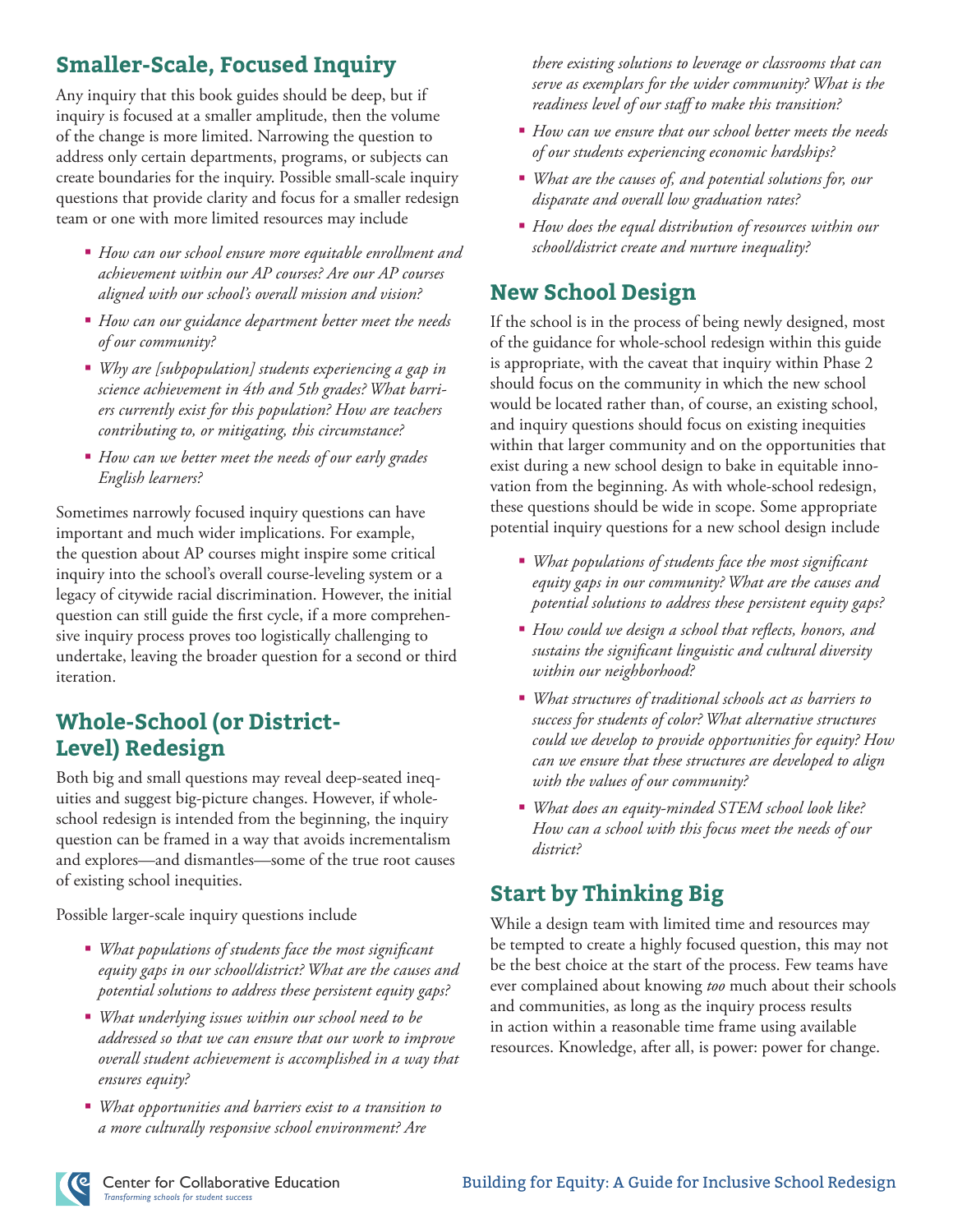## Smaller-Scale, Focused Inquiry

Any inquiry that this book guides should be deep, but if inquiry is focused at a smaller amplitude, then the volume of the change is more limited. Narrowing the question to address only certain departments, programs, or subjects can create boundaries for the inquiry. Possible small-scale inquiry questions that provide clarity and focus for a smaller redesign team or one with more limited resources may include

- *How can our school ensure more equitable enrollment and achievement within our AP courses? Are our AP courses aligned with our school's overall mission and vision?*
- *How can our guidance department better meet the needs of our community?*
- *Why are [subpopulation] students experiencing a gap in science achievement in 4th and 5th grades? What barriers currently exist for this population? How are teachers contributing to, or mitigating, this circumstance?*
- *How can we better meet the needs of our early grades English learners?*

Sometimes narrowly focused inquiry questions can have important and much wider implications. For example, the question about AP courses might inspire some critical inquiry into the school's overall course-leveling system or a legacy of citywide racial discrimination. However, the initial question can still guide the first cycle, if a more comprehensive inquiry process proves too logistically challenging to undertake, leaving the broader question for a second or third iteration.

## Whole-School (or District-Level) Redesign

Both big and small questions may reveal deep-seated inequities and suggest big-picture changes. However, if whole-school redesign is intended from the beginning, the inquiry question can be framed in a way that avoids incrementalism and explores—and dismantles—some of the true root causes of existing school inequities.

Possible larger-scale inquiry questions include

- *What populations of students face the most significant equity gaps in our school/district? What are the causes and potential solutions to address these persistent equity gaps?*
- *What underlying issues within our school need to be addressed so that we can ensure that our work to improve overall student achievement is accomplished in a way that ensures equity?*
- *What opportunities and barriers exist to a transition to a more culturally responsive school environment? Are there existing solutions to leverage or classrooms that can serve as exemplars for the wider community? What is the readiness level of our staff to make this transition?*
- *How can we ensure that our school better meets the needs of our students experiencing economic hardships?*
- *What are the causes of, and potential solutions for, our disparate and overall low graduation rates?*
- *How does the equal distribution of resources within our school/district create and nurture inequality?*

## New School Design

If the school is in the process of being newly designed, most of the guidance for whole-school redesign within this guide is appropriate, with the caveat that inquiry within Phase 2 should focus on the community in which the new school would be located rather than, of course, an existing school, and inquiry questions should focus on existing inequities within that larger community and on the opportunities that exist during a new school design to bake in equitable innovation from the beginning. As with whole-school redesign, these questions should be wide in scope. Some appropriate potential inquiry questions for a new school design include

- *What populations of students face the most significant equity gaps in our community? What are the causes and potential solutions to address these persistent equity gaps?*
- *How could we design a school that reflects, honors, and sustains the significant linguistic and cultural diversity within our neighborhood?*
- *What structures of traditional schools act as barriers to success for students of color? What alternative structures could we develop to provide opportunities for equity? How can we ensure that these structures are developed to align with the values of our community?*
- *What does an equity-minded STEM school look like? How can a school with this focus meet the needs of our district?*

## Start by Thinking Big

While a design team with limited time and resources may be tempted to create a highly focused question, this may not be the best choice at the start of the process. Few teams have ever complained about knowing *too* much about their schools and communities, as long as the inquiry process results in action within a reasonable time frame using available resources. Knowledge, after all, is power: power for change.